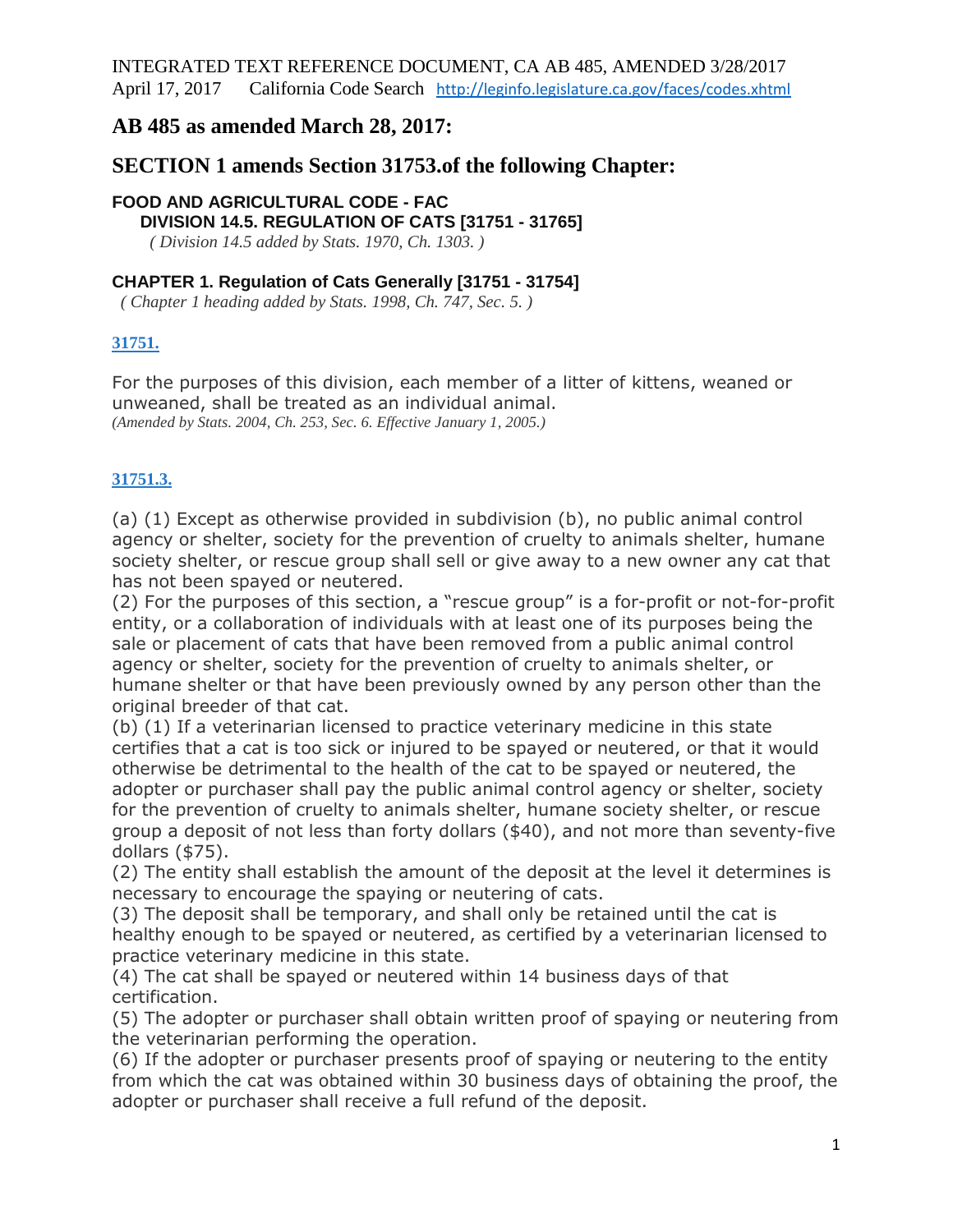INTEGRATED TEXT REFERENCE DOCUMENT, CA AB 485, AMENDED 3/28/2017

April 17, 2017 California Code Search http://leginfo.legislature.ca.gov/faces/codes.xhtml

# AB 485 as amended March 28, 2017:

# SECTION 1 amends Section 31753.of the following Chapter:

**FOOD AND AGRICULTURAL CODE - FAC**

**DIVISION 14.5. REGULATION OF CATS [31751 - 31765]**

*( Division 14.5 added by Stats. 1970, Ch. 1303. )*

**CHAPTER 1. Regulation of Cats Generally [31751 - 31754]**

*( Chapter 1 heading added by Stats. 1998, Ch. 747, Sec. 5. )*

**31751.**

For the purposes of this division, each member of a litter of kittens, weaned or unweaned, shall be treated as an individual animal.

*(Amended by Stats. 2004, Ch. 253, Sec. 6. Effective January 1, 2005.)*

**31751.3.**

(a) (1) Except as otherwise provided in subdivision (b), no public animal control agency or shelter, society for the prevention of cruelty to animals shelter, humane society shelter, or rescue group shall sell or give away to a new owner any cat that has not been spayed or neutered.

(2) For the purposes of this section, a "rescue group" is a for-profit or not-for-profit entity, or a collaboration of individuals with at least one of its purposes being the sale or placement of cats that have been removed from a public animal control agency or shelter, society for the prevention of cruelty to animals shelter, or humane shelter or that have been previously owned by any person other than the original breeder of that cat.

(b) (1) If a veterinarian licensed to practice veterinary medicine in this state certifies that a cat is too sick or injured to be spayed or neutered, or that it would otherwise be detrimental to the health of the cat to be spayed or neutered, the adopter or purchaser shall pay the public animal control agency or shelter, society for the prevention of cruelty to animals shelter, humane society shelter, or rescue group a deposit of not less than forty dollars ($40), and not more than seventy-five dollars ($75).

(2) The entity shall establish the amount of the deposit at the level it determines is necessary to encourage the spaying or neutering of cats.

(3) The deposit shall be temporary, and shall only be retained until the cat is healthy enough to be spayed or neutered, as certified by a veterinarian licensed to practice veterinary medicine in this state.

(4) The cat shall be spayed or neutered within 14 business days of that certification.

(5) The adopter or purchaser shall obtain written proof of spaying or neutering from the veterinarian performing the operation.

(6) If the adopter or purchaser presents proof of spaying or neutering to the entity from which the cat was obtained within 30 business days of obtaining the proof, the adopter or purchaser shall receive a full refund of the deposit.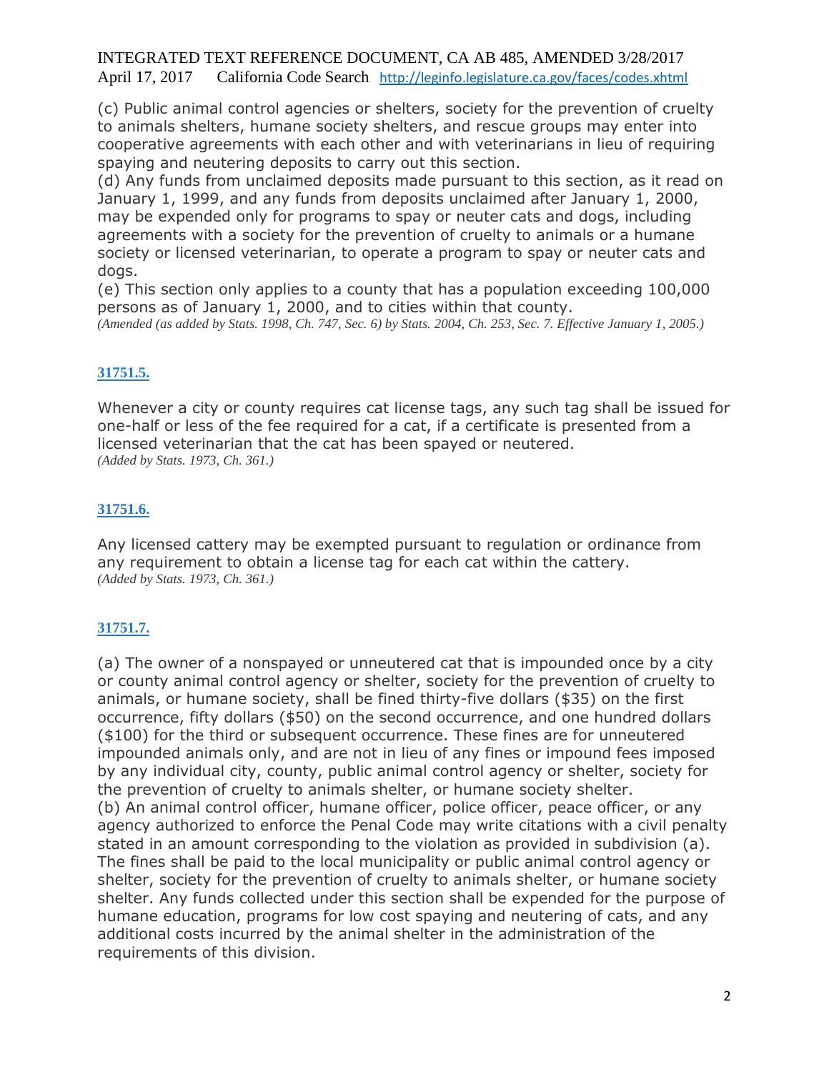(c) Public animal control agencies or shelters, society for the prevention of cruelty to animals shelters, humane society shelters, and rescue groups may enter into cooperative agreements with each other and with veterinarians in lieu of requiring spaying and neutering deposits to carry out this section.
(d) Any funds from unclaimed deposits made pursuant to this section, as it read on January 1, 1999, and any funds from deposits unclaimed after January 1, 2000, may be expended only for programs to spay or neuter cats and dogs, including agreements with a society for the prevention of cruelty to animals or a humane society or licensed veterinarian, to operate a program to spay or neuter cats and dogs.
(e) This section only applies to a county that has a population exceeding 100,000 persons as of January 1, 2000, and to cities within that county.
*(Amended (as added by Stats. 1998, Ch. 747, Sec. 6) by Stats. 2004, Ch. 253, Sec. 7. Effective January 1, 2005.)*

### 31751.5.

Whenever a city or county requires cat license tags, any such tag shall be issued for one-half or less of the fee required for a cat, if a certificate is presented from a licensed veterinarian that the cat has been spayed or neutered.
*(Added by Stats. 1973, Ch. 361.)*

### 31751.6.

Any licensed cattery may be exempted pursuant to regulation or ordinance from any requirement to obtain a license tag for each cat within the cattery.
*(Added by Stats. 1973, Ch. 361.)*

### 31751.7.

(a) The owner of a nonspayed or unneutered cat that is impounded once by a city or county animal control agency or shelter, society for the prevention of cruelty to animals, or humane society, shall be fined thirty-five dollars ($35) on the first occurrence, fifty dollars ($50) on the second occurrence, and one hundred dollars ($100) for the third or subsequent occurrence. These fines are for unneutered impounded animals only, and are not in lieu of any fines or impound fees imposed by any individual city, county, public animal control agency or shelter, society for the prevention of cruelty to animals shelter, or humane society shelter.
(b) An animal control officer, humane officer, police officer, peace officer, or any agency authorized to enforce the Penal Code may write citations with a civil penalty stated in an amount corresponding to the violation as provided in subdivision (a). The fines shall be paid to the local municipality or public animal control agency or shelter, society for the prevention of cruelty to animals shelter, or humane society shelter. Any funds collected under this section shall be expended for the purpose of humane education, programs for low cost spaying and neutering of cats, and any additional costs incurred by the animal shelter in the administration of the requirements of this division.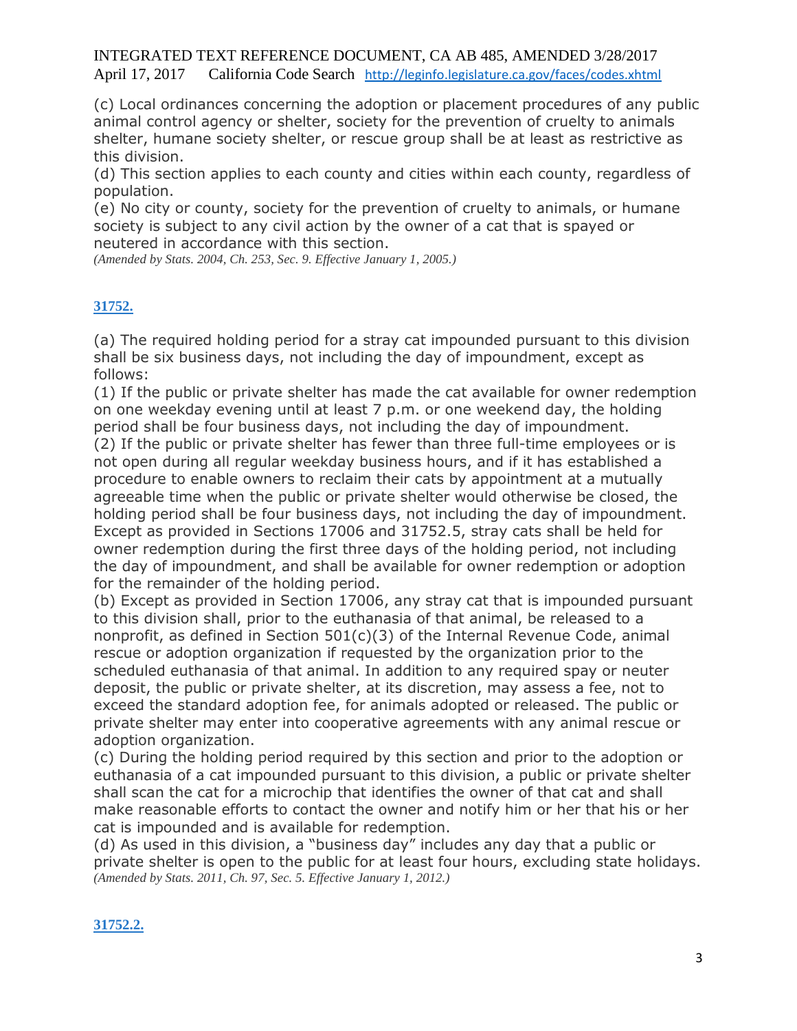(c) Local ordinances concerning the adoption or placement procedures of any public animal control agency or shelter, society for the prevention of cruelty to animals shelter, humane society shelter, or rescue group shall be at least as restrictive as this division.
(d) This section applies to each county and cities within each county, regardless of population.
(e) No city or county, society for the prevention of cruelty to animals, or humane society is subject to any civil action by the owner of a cat that is spayed or neutered in accordance with this section.
*(Amended by Stats. 2004, Ch. 253, Sec. 9. Effective January 1, 2005.)*

**31752.**

(a) The required holding period for a stray cat impounded pursuant to this division shall be six business days, not including the day of impoundment, except as follows:
(1) If the public or private shelter has made the cat available for owner redemption on one weekday evening until at least 7 p.m. or one weekend day, the holding period shall be four business days, not including the day of impoundment.
(2) If the public or private shelter has fewer than three full-time employees or is not open during all regular weekday business hours, and if it has established a procedure to enable owners to reclaim their cats by appointment at a mutually agreeable time when the public or private shelter would otherwise be closed, the holding period shall be four business days, not including the day of impoundment. Except as provided in Sections 17006 and 31752.5, stray cats shall be held for owner redemption during the first three days of the holding period, not including the day of impoundment, and shall be available for owner redemption or adoption for the remainder of the holding period.
(b) Except as provided in Section 17006, any stray cat that is impounded pursuant to this division shall, prior to the euthanasia of that animal, be released to a nonprofit, as defined in Section 501(c)(3) of the Internal Revenue Code, animal rescue or adoption organization if requested by the organization prior to the scheduled euthanasia of that animal. In addition to any required spay or neuter deposit, the public or private shelter, at its discretion, may assess a fee, not to exceed the standard adoption fee, for animals adopted or released. The public or private shelter may enter into cooperative agreements with any animal rescue or adoption organization.
(c) During the holding period required by this section and prior to the adoption or euthanasia of a cat impounded pursuant to this division, a public or private shelter shall scan the cat for a microchip that identifies the owner of that cat and shall make reasonable efforts to contact the owner and notify him or her that his or her cat is impounded and is available for redemption.
(d) As used in this division, a "business day" includes any day that a public or private shelter is open to the public for at least four hours, excluding state holidays.
*(Amended by Stats. 2011, Ch. 97, Sec. 5. Effective January 1, 2012.)*

**31752.2.**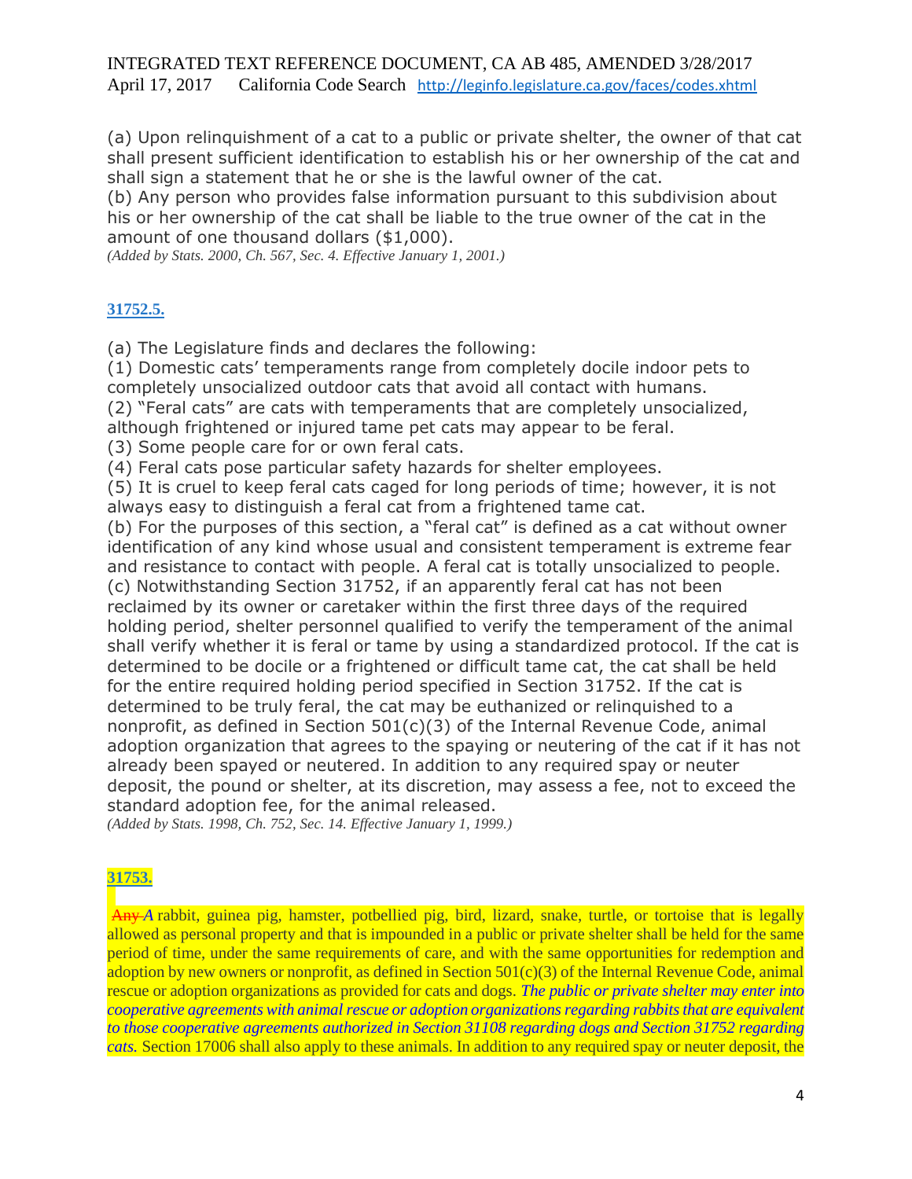(a) Upon relinquishment of a cat to a public or private shelter, the owner of that cat shall present sufficient identification to establish his or her ownership of the cat and shall sign a statement that he or she is the lawful owner of the cat.
(b) Any person who provides false information pursuant to this subdivision about his or her ownership of the cat shall be liable to the true owner of the cat in the amount of one thousand dollars ($1,000).
*(Added by Stats. 2000, Ch. 567, Sec. 4. Effective January 1, 2001.)*

**31752.5.**

(a) The Legislature finds and declares the following:
(1) Domestic cats' temperaments range from completely docile indoor pets to completely unsocialized outdoor cats that avoid all contact with humans.
(2) "Feral cats" are cats with temperaments that are completely unsocialized, although frightened or injured tame pet cats may appear to be feral.
(3) Some people care for or own feral cats.
(4) Feral cats pose particular safety hazards for shelter employees.
(5) It is cruel to keep feral cats caged for long periods of time; however, it is not always easy to distinguish a feral cat from a frightened tame cat.
(b) For the purposes of this section, a "feral cat" is defined as a cat without owner identification of any kind whose usual and consistent temperament is extreme fear and resistance to contact with people. A feral cat is totally unsocialized to people.
(c) Notwithstanding Section 31752, if an apparently feral cat has not been reclaimed by its owner or caretaker within the first three days of the required holding period, shelter personnel qualified to verify the temperament of the animal shall verify whether it is feral or tame by using a standardized protocol. If the cat is determined to be docile or a frightened or difficult tame cat, the cat shall be held for the entire required holding period specified in Section 31752. If the cat is determined to be truly feral, the cat may be euthanized or relinquished to a nonprofit, as defined in Section 501(c)(3) of the Internal Revenue Code, animal adoption organization that agrees to the spaying or neutering of the cat if it has not already been spayed or neutered. In addition to any required spay or neuter deposit, the pound or shelter, at its discretion, may assess a fee, not to exceed the standard adoption fee, for the animal released.
*(Added by Stats. 1998, Ch. 752, Sec. 14. Effective January 1, 1999.)*

**31753.**

~~Any~~ *A* rabbit, guinea pig, hamster, potbellied pig, bird, lizard, snake, turtle, or tortoise that is legally allowed as personal property and that is impounded in a public or private shelter shall be held for the same period of time, under the same requirements of care, and with the same opportunities for redemption and adoption by new owners or nonprofit, as defined in Section 501(c)(3) of the Internal Revenue Code, animal rescue or adoption organizations as provided for cats and dogs. *The public or private shelter may enter into cooperative agreements with animal rescue or adoption organizations regarding rabbits that are equivalent to those cooperative agreements authorized in Section 31108 regarding dogs and Section 31752 regarding cats.* Section 17006 shall also apply to these animals. In addition to any required spay or neuter deposit, the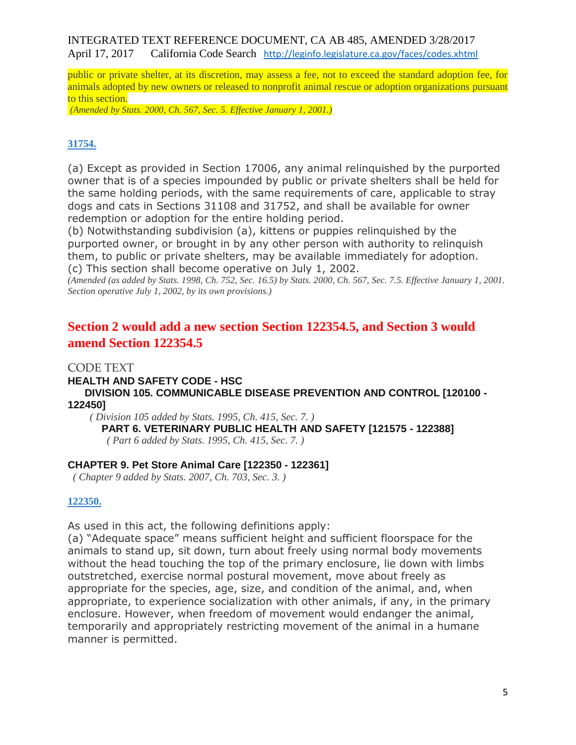public or private shelter, at its discretion, may assess a fee, not to exceed the standard adoption fee, for animals adopted by new owners or released to nonprofit animal rescue or adoption organizations pursuant to this section.

*(Amended by Stats. 2000, Ch. 567, Sec. 5. Effective January 1, 2001.)*

**31754.**

(a) Except as provided in Section 17006, any animal relinquished by the purported owner that is of a species impounded by public or private shelters shall be held for the same holding periods, with the same requirements of care, applicable to stray dogs and cats in Sections 31108 and 31752, and shall be available for owner redemption or adoption for the entire holding period.

(b) Notwithstanding subdivision (a), kittens or puppies relinquished by the purported owner, or brought in by any other person with authority to relinquish them, to public or private shelters, may be available immediately for adoption.

(c) This section shall become operative on July 1, 2002.

*(Amended (as added by Stats. 1998, Ch. 752, Sec. 16.5) by Stats. 2000, Ch. 567, Sec. 7.5. Effective January 1, 2001. Section operative July 1, 2002, by its own provisions.)*

## Section 2 would add a new section Section 122354.5, and Section 3 would amend Section 122354.5

CODE TEXT

**HEALTH AND SAFETY CODE - HSC**

**DIVISION 105. COMMUNICABLE DISEASE PREVENTION AND CONTROL [120100 - 122450]**

*( Division 105 added by Stats. 1995, Ch. 415, Sec. 7. )*

**PART 6. VETERINARY PUBLIC HEALTH AND SAFETY [121575 - 122388]**

*( Part 6 added by Stats. 1995, Ch. 415, Sec. 7. )*

**CHAPTER 9. Pet Store Animal Care [122350 - 122361]**

*( Chapter 9 added by Stats. 2007, Ch. 703, Sec. 3. )*

**122350.**

As used in this act, the following definitions apply:

(a) "Adequate space" means sufficient height and sufficient floorspace for the animals to stand up, sit down, turn about freely using normal body movements without the head touching the top of the primary enclosure, lie down with limbs outstretched, exercise normal postural movement, move about freely as appropriate for the species, age, size, and condition of the animal, and, when appropriate, to experience socialization with other animals, if any, in the primary enclosure. However, when freedom of movement would endanger the animal, temporarily and appropriately restricting movement of the animal in a humane manner is permitted.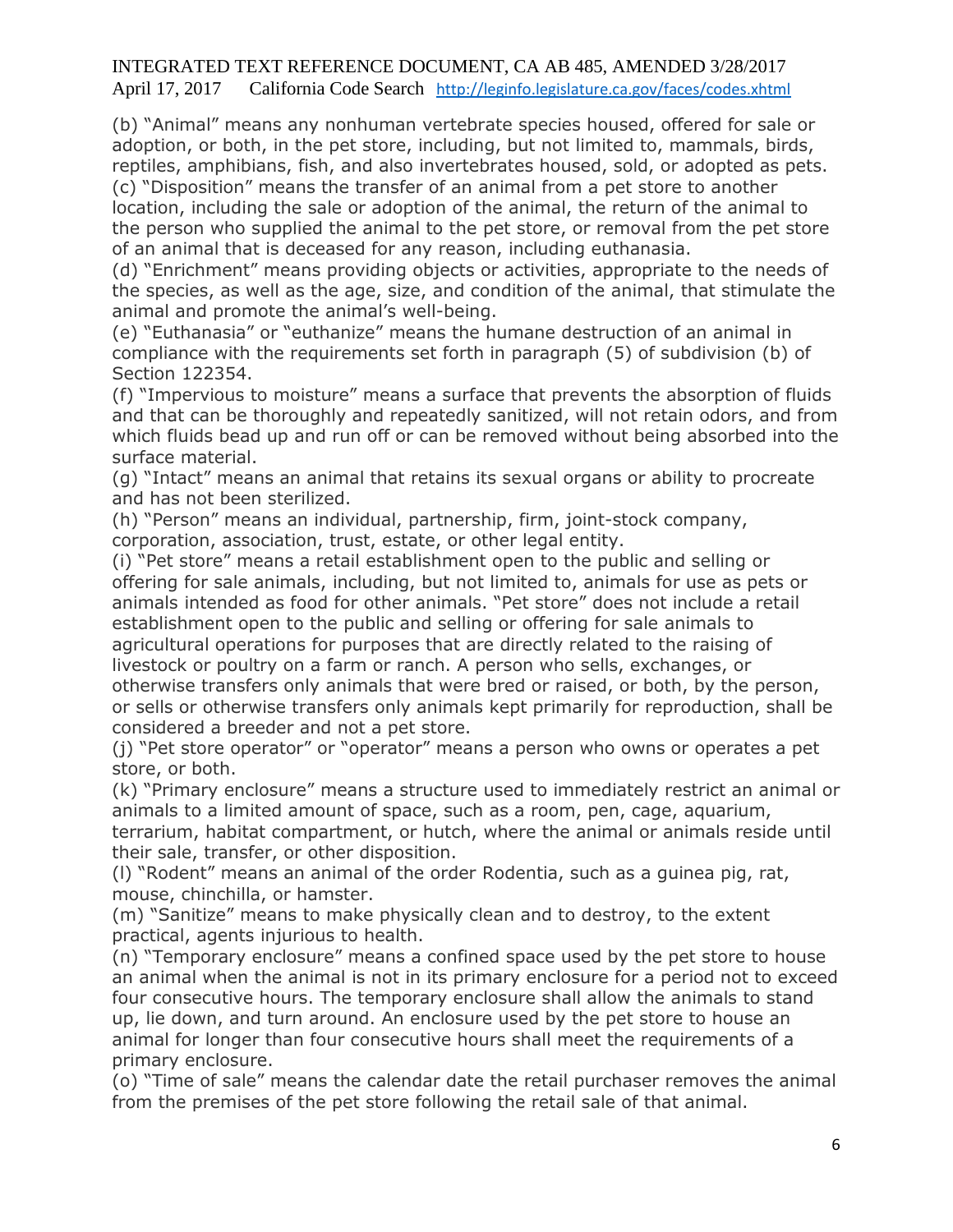(b) "Animal" means any nonhuman vertebrate species housed, offered for sale or adoption, or both, in the pet store, including, but not limited to, mammals, birds, reptiles, amphibians, fish, and also invertebrates housed, sold, or adopted as pets.
(c) "Disposition" means the transfer of an animal from a pet store to another location, including the sale or adoption of the animal, the return of the animal to the person who supplied the animal to the pet store, or removal from the pet store of an animal that is deceased for any reason, including euthanasia.
(d) "Enrichment" means providing objects or activities, appropriate to the needs of the species, as well as the age, size, and condition of the animal, that stimulate the animal and promote the animal's well-being.
(e) "Euthanasia" or "euthanize" means the humane destruction of an animal in compliance with the requirements set forth in paragraph (5) of subdivision (b) of Section 122354.
(f) "Impervious to moisture" means a surface that prevents the absorption of fluids and that can be thoroughly and repeatedly sanitized, will not retain odors, and from which fluids bead up and run off or can be removed without being absorbed into the surface material.
(g) "Intact" means an animal that retains its sexual organs or ability to procreate and has not been sterilized.
(h) "Person" means an individual, partnership, firm, joint-stock company, corporation, association, trust, estate, or other legal entity.
(i) "Pet store" means a retail establishment open to the public and selling or offering for sale animals, including, but not limited to, animals for use as pets or animals intended as food for other animals. "Pet store" does not include a retail establishment open to the public and selling or offering for sale animals to agricultural operations for purposes that are directly related to the raising of livestock or poultry on a farm or ranch. A person who sells, exchanges, or otherwise transfers only animals that were bred or raised, or both, by the person, or sells or otherwise transfers only animals kept primarily for reproduction, shall be considered a breeder and not a pet store.
(j) "Pet store operator" or "operator" means a person who owns or operates a pet store, or both.
(k) "Primary enclosure" means a structure used to immediately restrict an animal or animals to a limited amount of space, such as a room, pen, cage, aquarium, terrarium, habitat compartment, or hutch, where the animal or animals reside until their sale, transfer, or other disposition.
(l) "Rodent" means an animal of the order Rodentia, such as a guinea pig, rat, mouse, chinchilla, or hamster.
(m) "Sanitize" means to make physically clean and to destroy, to the extent practical, agents injurious to health.
(n) "Temporary enclosure" means a confined space used by the pet store to house an animal when the animal is not in its primary enclosure for a period not to exceed four consecutive hours. The temporary enclosure shall allow the animals to stand up, lie down, and turn around. An enclosure used by the pet store to house an animal for longer than four consecutive hours shall meet the requirements of a primary enclosure.
(o) "Time of sale" means the calendar date the retail purchaser removes the animal from the premises of the pet store following the retail sale of that animal.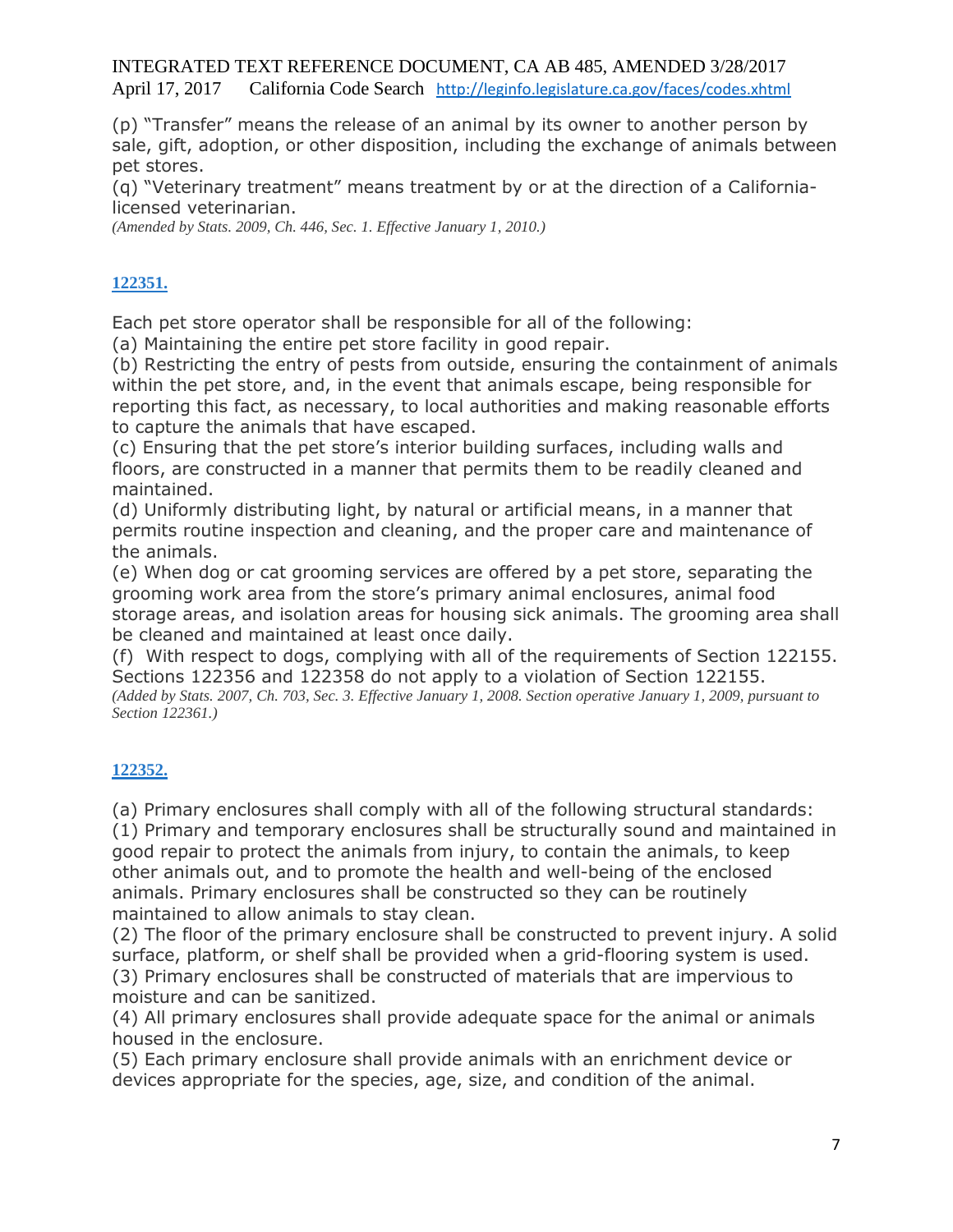(p) "Transfer" means the release of an animal by its owner to another person by sale, gift, adoption, or other disposition, including the exchange of animals between pet stores.
(q) "Veterinary treatment" means treatment by or at the direction of a California-licensed veterinarian.
*(Amended by Stats. 2009, Ch. 446, Sec. 1. Effective January 1, 2010.)*

### 122351.

Each pet store operator shall be responsible for all of the following:
(a) Maintaining the entire pet store facility in good repair.
(b) Restricting the entry of pests from outside, ensuring the containment of animals within the pet store, and, in the event that animals escape, being responsible for reporting this fact, as necessary, to local authorities and making reasonable efforts to capture the animals that have escaped.
(c) Ensuring that the pet store's interior building surfaces, including walls and floors, are constructed in a manner that permits them to be readily cleaned and maintained.
(d) Uniformly distributing light, by natural or artificial means, in a manner that permits routine inspection and cleaning, and the proper care and maintenance of the animals.
(e) When dog or cat grooming services are offered by a pet store, separating the grooming work area from the store's primary animal enclosures, animal food storage areas, and isolation areas for housing sick animals. The grooming area shall be cleaned and maintained at least once daily.
(f) With respect to dogs, complying with all of the requirements of Section 122155. Sections 122356 and 122358 do not apply to a violation of Section 122155.
*(Added by Stats. 2007, Ch. 703, Sec. 3. Effective January 1, 2008. Section operative January 1, 2009, pursuant to Section 122361.)*

### 122352.

(a) Primary enclosures shall comply with all of the following structural standards:
(1) Primary and temporary enclosures shall be structurally sound and maintained in good repair to protect the animals from injury, to contain the animals, to keep other animals out, and to promote the health and well-being of the enclosed animals. Primary enclosures shall be constructed so they can be routinely maintained to allow animals to stay clean.
(2) The floor of the primary enclosure shall be constructed to prevent injury. A solid surface, platform, or shelf shall be provided when a grid-flooring system is used.
(3) Primary enclosures shall be constructed of materials that are impervious to moisture and can be sanitized.
(4) All primary enclosures shall provide adequate space for the animal or animals housed in the enclosure.
(5) Each primary enclosure shall provide animals with an enrichment device or devices appropriate for the species, age, size, and condition of the animal.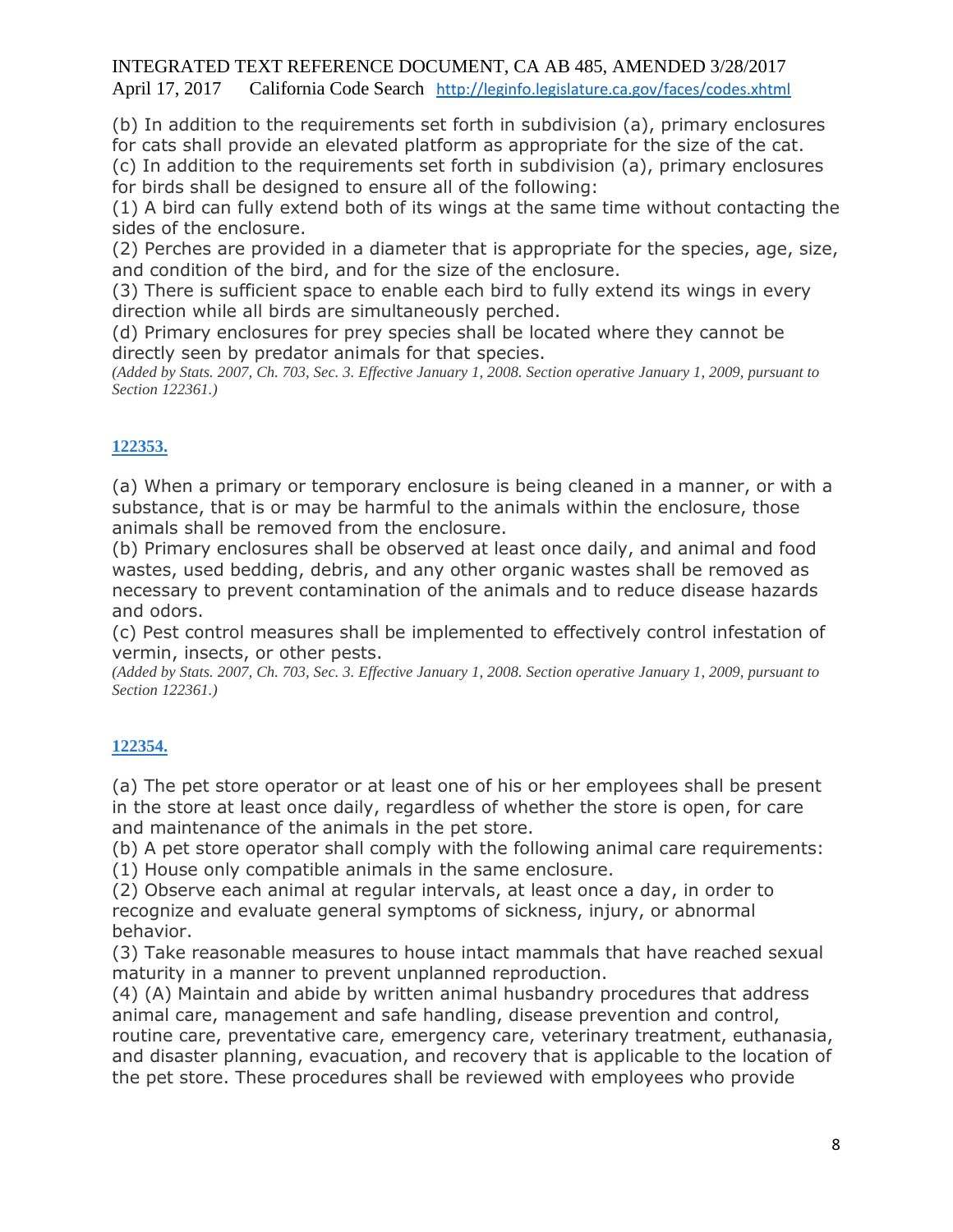(b) In addition to the requirements set forth in subdivision (a), primary enclosures for cats shall provide an elevated platform as appropriate for the size of the cat.
(c) In addition to the requirements set forth in subdivision (a), primary enclosures for birds shall be designed to ensure all of the following:
(1) A bird can fully extend both of its wings at the same time without contacting the sides of the enclosure.
(2) Perches are provided in a diameter that is appropriate for the species, age, size, and condition of the bird, and for the size of the enclosure.
(3) There is sufficient space to enable each bird to fully extend its wings in every direction while all birds are simultaneously perched.
(d) Primary enclosures for prey species shall be located where they cannot be directly seen by predator animals for that species.
*(Added by Stats. 2007, Ch. 703, Sec. 3. Effective January 1, 2008. Section operative January 1, 2009, pursuant to Section 122361.)*

**122353.**

(a) When a primary or temporary enclosure is being cleaned in a manner, or with a substance, that is or may be harmful to the animals within the enclosure, those animals shall be removed from the enclosure.
(b) Primary enclosures shall be observed at least once daily, and animal and food wastes, used bedding, debris, and any other organic wastes shall be removed as necessary to prevent contamination of the animals and to reduce disease hazards and odors.
(c) Pest control measures shall be implemented to effectively control infestation of vermin, insects, or other pests.
*(Added by Stats. 2007, Ch. 703, Sec. 3. Effective January 1, 2008. Section operative January 1, 2009, pursuant to Section 122361.)*

**122354.**

(a) The pet store operator or at least one of his or her employees shall be present in the store at least once daily, regardless of whether the store is open, for care and maintenance of the animals in the pet store.
(b) A pet store operator shall comply with the following animal care requirements:
(1) House only compatible animals in the same enclosure.
(2) Observe each animal at regular intervals, at least once a day, in order to recognize and evaluate general symptoms of sickness, injury, or abnormal behavior.
(3) Take reasonable measures to house intact mammals that have reached sexual maturity in a manner to prevent unplanned reproduction.
(4) (A) Maintain and abide by written animal husbandry procedures that address animal care, management and safe handling, disease prevention and control, routine care, preventative care, emergency care, veterinary treatment, euthanasia, and disaster planning, evacuation, and recovery that is applicable to the location of the pet store. These procedures shall be reviewed with employees who provide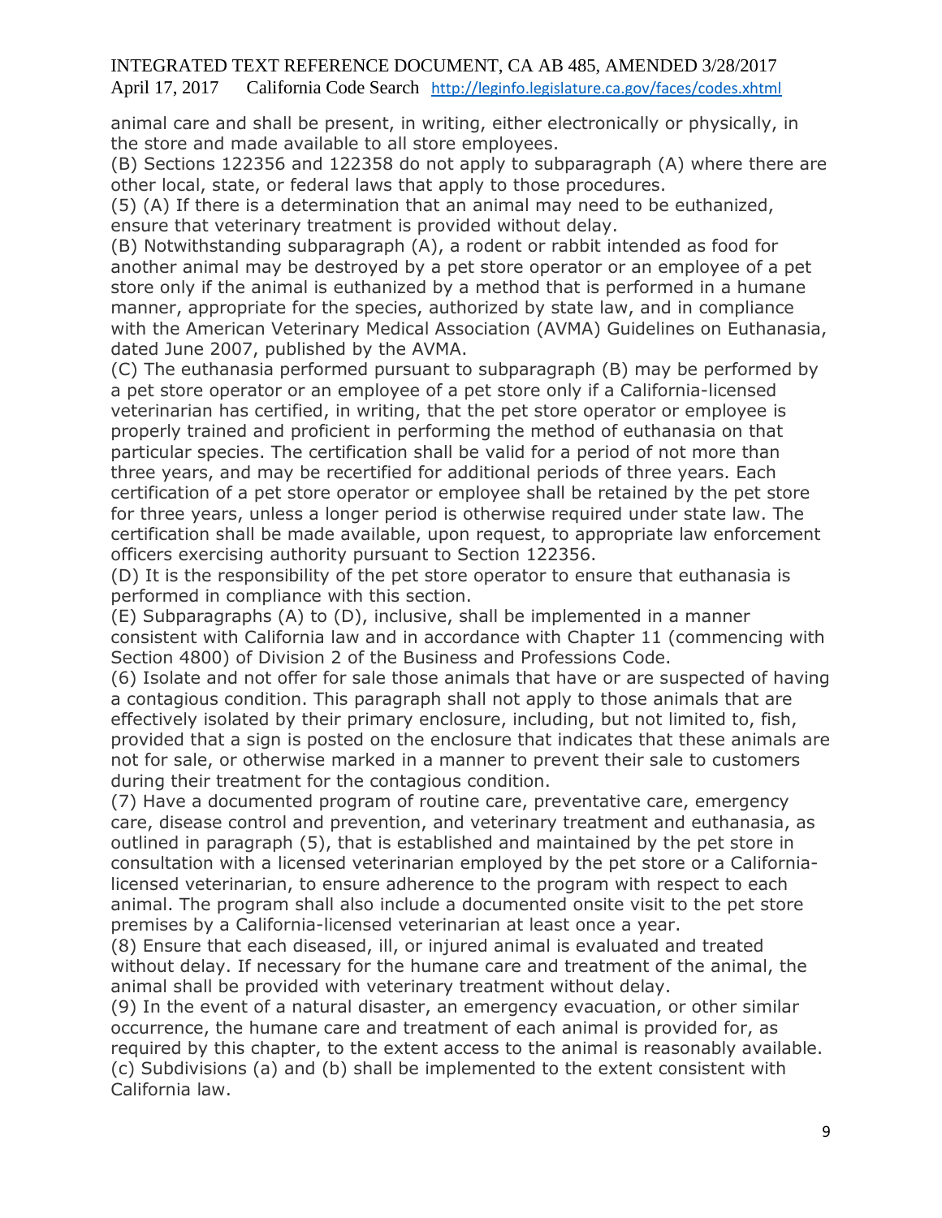animal care and shall be present, in writing, either electronically or physically, in the store and made available to all store employees.

(B) Sections 122356 and 122358 do not apply to subparagraph (A) where there are other local, state, or federal laws that apply to those procedures.

(5) (A) If there is a determination that an animal may need to be euthanized, ensure that veterinary treatment is provided without delay.

(B) Notwithstanding subparagraph (A), a rodent or rabbit intended as food for another animal may be destroyed by a pet store operator or an employee of a pet store only if the animal is euthanized by a method that is performed in a humane manner, appropriate for the species, authorized by state law, and in compliance with the American Veterinary Medical Association (AVMA) Guidelines on Euthanasia, dated June 2007, published by the AVMA.

(C) The euthanasia performed pursuant to subparagraph (B) may be performed by a pet store operator or an employee of a pet store only if a California-licensed veterinarian has certified, in writing, that the pet store operator or employee is properly trained and proficient in performing the method of euthanasia on that particular species. The certification shall be valid for a period of not more than three years, and may be recertified for additional periods of three years. Each certification of a pet store operator or employee shall be retained by the pet store for three years, unless a longer period is otherwise required under state law. The certification shall be made available, upon request, to appropriate law enforcement officers exercising authority pursuant to Section 122356.

(D) It is the responsibility of the pet store operator to ensure that euthanasia is performed in compliance with this section.

(E) Subparagraphs (A) to (D), inclusive, shall be implemented in a manner consistent with California law and in accordance with Chapter 11 (commencing with Section 4800) of Division 2 of the Business and Professions Code.

(6) Isolate and not offer for sale those animals that have or are suspected of having a contagious condition. This paragraph shall not apply to those animals that are effectively isolated by their primary enclosure, including, but not limited to, fish, provided that a sign is posted on the enclosure that indicates that these animals are not for sale, or otherwise marked in a manner to prevent their sale to customers during their treatment for the contagious condition.

(7) Have a documented program of routine care, preventative care, emergency care, disease control and prevention, and veterinary treatment and euthanasia, as outlined in paragraph (5), that is established and maintained by the pet store in consultation with a licensed veterinarian employed by the pet store or a California-licensed veterinarian, to ensure adherence to the program with respect to each animal. The program shall also include a documented onsite visit to the pet store premises by a California-licensed veterinarian at least once a year.

(8) Ensure that each diseased, ill, or injured animal is evaluated and treated without delay. If necessary for the humane care and treatment of the animal, the animal shall be provided with veterinary treatment without delay.

(9) In the event of a natural disaster, an emergency evacuation, or other similar occurrence, the humane care and treatment of each animal is provided for, as required by this chapter, to the extent access to the animal is reasonably available.

(c) Subdivisions (a) and (b) shall be implemented to the extent consistent with California law.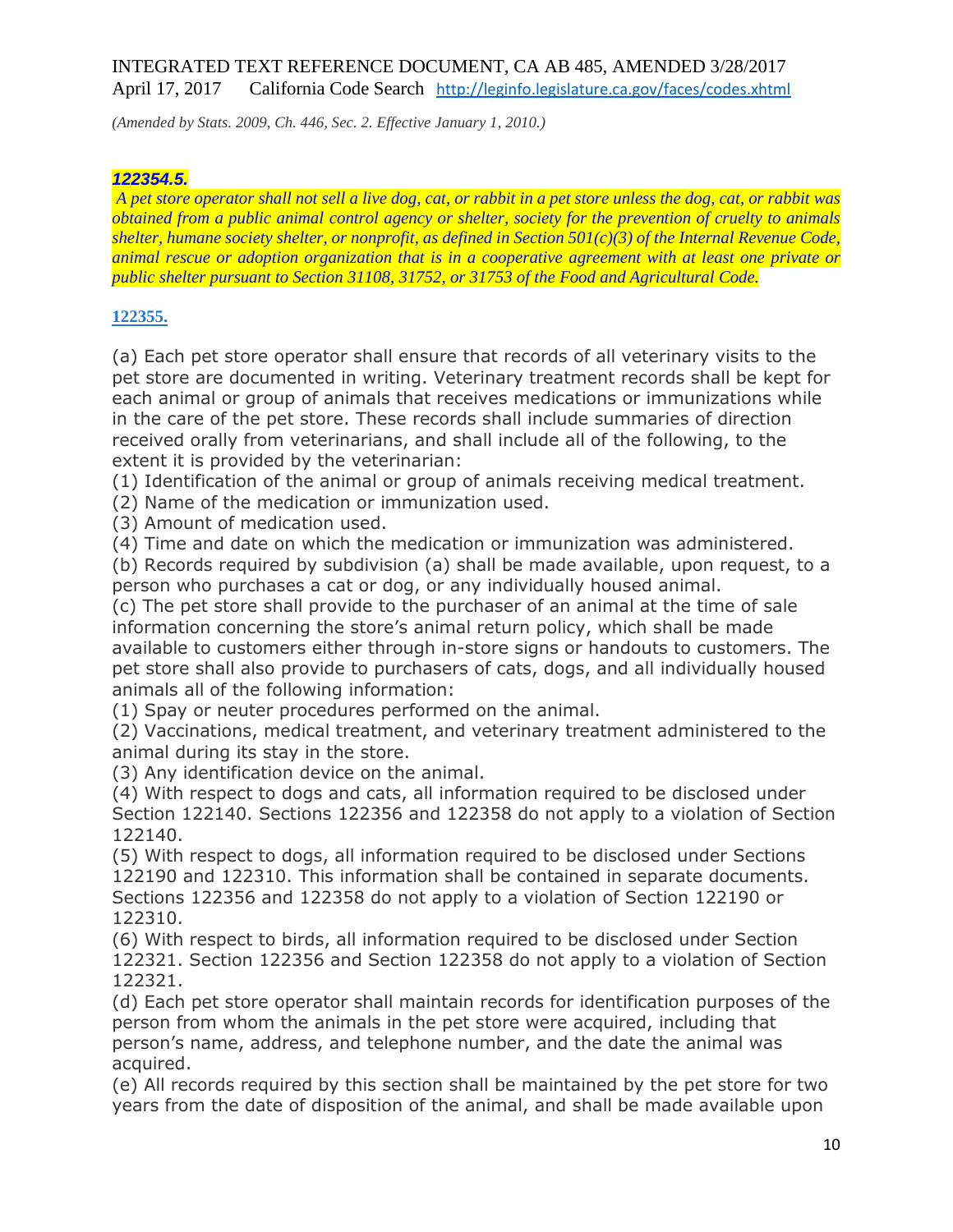*(Amended by Stats. 2009, Ch. 446, Sec. 2. Effective January 1, 2010.)*

***122354.5.***

***A pet store operator shall not sell a live dog, cat, or rabbit in a pet store unless the dog, cat, or rabbit was obtained from a public animal control agency or shelter, society for the prevention of cruelty to animals shelter, humane society shelter, or nonprofit, as defined in Section 501(c)(3) of the Internal Revenue Code, animal rescue or adoption organization that is in a cooperative agreement with at least one private or public shelter pursuant to Section 31108, 31752, or 31753 of the Food and Agricultural Code.***

**122355.**

(a) Each pet store operator shall ensure that records of all veterinary visits to the pet store are documented in writing. Veterinary treatment records shall be kept for each animal or group of animals that receives medications or immunizations while in the care of the pet store. These records shall include summaries of direction received orally from veterinarians, and shall include all of the following, to the extent it is provided by the veterinarian:
(1) Identification of the animal or group of animals receiving medical treatment.
(2) Name of the medication or immunization used.
(3) Amount of medication used.
(4) Time and date on which the medication or immunization was administered.
(b) Records required by subdivision (a) shall be made available, upon request, to a person who purchases a cat or dog, or any individually housed animal.
(c) The pet store shall provide to the purchaser of an animal at the time of sale information concerning the store's animal return policy, which shall be made available to customers either through in-store signs or handouts to customers. The pet store shall also provide to purchasers of cats, dogs, and all individually housed animals all of the following information:
(1) Spay or neuter procedures performed on the animal.
(2) Vaccinations, medical treatment, and veterinary treatment administered to the animal during its stay in the store.
(3) Any identification device on the animal.
(4) With respect to dogs and cats, all information required to be disclosed under Section 122140. Sections 122356 and 122358 do not apply to a violation of Section 122140.
(5) With respect to dogs, all information required to be disclosed under Sections 122190 and 122310. This information shall be contained in separate documents. Sections 122356 and 122358 do not apply to a violation of Section 122190 or 122310.
(6) With respect to birds, all information required to be disclosed under Section 122321. Section 122356 and Section 122358 do not apply to a violation of Section 122321.
(d) Each pet store operator shall maintain records for identification purposes of the person from whom the animals in the pet store were acquired, including that person's name, address, and telephone number, and the date the animal was acquired.
(e) All records required by this section shall be maintained by the pet store for two years from the date of disposition of the animal, and shall be made available upon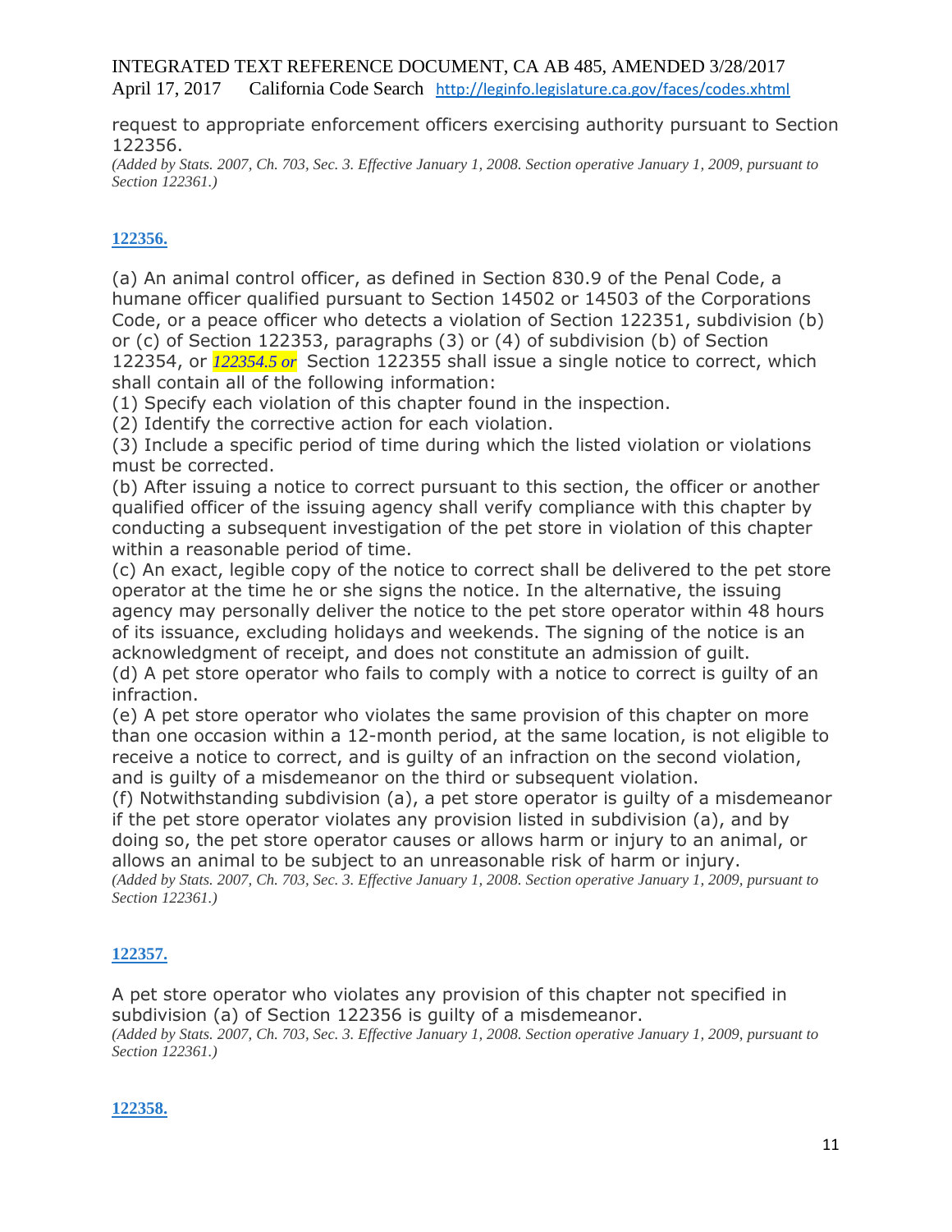request to appropriate enforcement officers exercising authority pursuant to Section 122356.

*(Added by Stats. 2007, Ch. 703, Sec. 3. Effective January 1, 2008. Section operative January 1, 2009, pursuant to Section 122361.)*

### 122356.

(a) An animal control officer, as defined in Section 830.9 of the Penal Code, a humane officer qualified pursuant to Section 14502 or 14503 of the Corporations Code, or a peace officer who detects a violation of Section 122351, subdivision (b) or (c) of Section 122353, paragraphs (3) or (4) of subdivision (b) of Section 122354, or *122354.5 or* Section 122355 shall issue a single notice to correct, which shall contain all of the following information:

(1) Specify each violation of this chapter found in the inspection.

(2) Identify the corrective action for each violation.

(3) Include a specific period of time during which the listed violation or violations must be corrected.

(b) After issuing a notice to correct pursuant to this section, the officer or another qualified officer of the issuing agency shall verify compliance with this chapter by conducting a subsequent investigation of the pet store in violation of this chapter within a reasonable period of time.

(c) An exact, legible copy of the notice to correct shall be delivered to the pet store operator at the time he or she signs the notice. In the alternative, the issuing agency may personally deliver the notice to the pet store operator within 48 hours of its issuance, excluding holidays and weekends. The signing of the notice is an acknowledgment of receipt, and does not constitute an admission of guilt.

(d) A pet store operator who fails to comply with a notice to correct is guilty of an infraction.

(e) A pet store operator who violates the same provision of this chapter on more than one occasion within a 12-month period, at the same location, is not eligible to receive a notice to correct, and is guilty of an infraction on the second violation, and is guilty of a misdemeanor on the third or subsequent violation.

(f) Notwithstanding subdivision (a), a pet store operator is guilty of a misdemeanor if the pet store operator violates any provision listed in subdivision (a), and by doing so, the pet store operator causes or allows harm or injury to an animal, or allows an animal to be subject to an unreasonable risk of harm or injury.

*(Added by Stats. 2007, Ch. 703, Sec. 3. Effective January 1, 2008. Section operative January 1, 2009, pursuant to Section 122361.)*

### 122357.

A pet store operator who violates any provision of this chapter not specified in subdivision (a) of Section 122356 is guilty of a misdemeanor.

*(Added by Stats. 2007, Ch. 703, Sec. 3. Effective January 1, 2008. Section operative January 1, 2009, pursuant to Section 122361.)*

### 122358.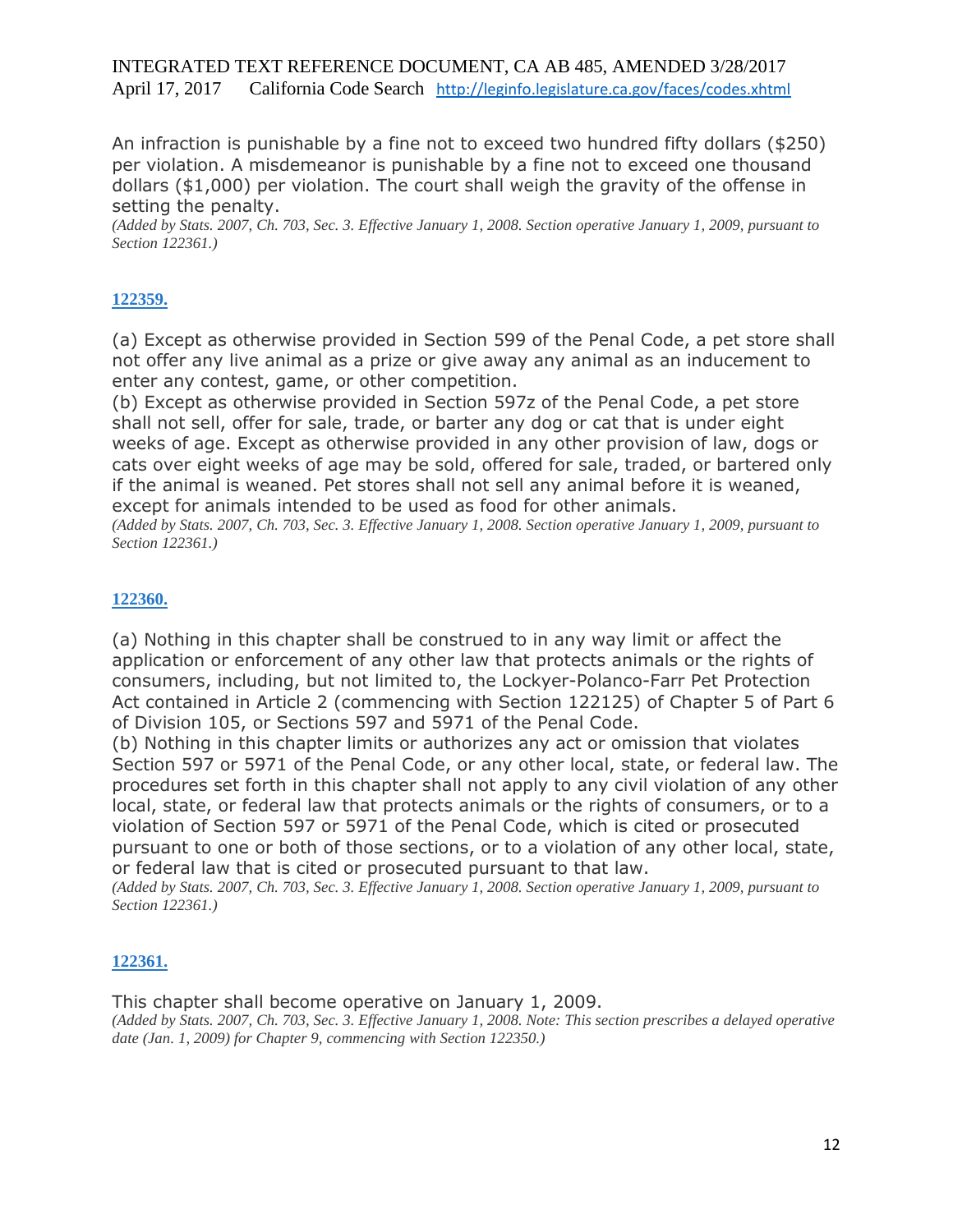An infraction is punishable by a fine not to exceed two hundred fifty dollars ($250) per violation. A misdemeanor is punishable by a fine not to exceed one thousand dollars ($1,000) per violation. The court shall weigh the gravity of the offense in setting the penalty.

*(Added by Stats. 2007, Ch. 703, Sec. 3. Effective January 1, 2008. Section operative January 1, 2009, pursuant to Section 122361.)*

### 122359.

(a) Except as otherwise provided in Section 599 of the Penal Code, a pet store shall not offer any live animal as a prize or give away any animal as an inducement to enter any contest, game, or other competition.

(b) Except as otherwise provided in Section 597z of the Penal Code, a pet store shall not sell, offer for sale, trade, or barter any dog or cat that is under eight weeks of age. Except as otherwise provided in any other provision of law, dogs or cats over eight weeks of age may be sold, offered for sale, traded, or bartered only if the animal is weaned. Pet stores shall not sell any animal before it is weaned, except for animals intended to be used as food for other animals.

*(Added by Stats. 2007, Ch. 703, Sec. 3. Effective January 1, 2008. Section operative January 1, 2009, pursuant to Section 122361.)*

### 122360.

(a) Nothing in this chapter shall be construed to in any way limit or affect the application or enforcement of any other law that protects animals or the rights of consumers, including, but not limited to, the Lockyer-Polanco-Farr Pet Protection Act contained in Article 2 (commencing with Section 122125) of Chapter 5 of Part 6 of Division 105, or Sections 597 and 5971 of the Penal Code.

(b) Nothing in this chapter limits or authorizes any act or omission that violates Section 597 or 5971 of the Penal Code, or any other local, state, or federal law. The procedures set forth in this chapter shall not apply to any civil violation of any other local, state, or federal law that protects animals or the rights of consumers, or to a violation of Section 597 or 5971 of the Penal Code, which is cited or prosecuted pursuant to one or both of those sections, or to a violation of any other local, state, or federal law that is cited or prosecuted pursuant to that law.

*(Added by Stats. 2007, Ch. 703, Sec. 3. Effective January 1, 2008. Section operative January 1, 2009, pursuant to Section 122361.)*

### 122361.

This chapter shall become operative on January 1, 2009.

*(Added by Stats. 2007, Ch. 703, Sec. 3. Effective January 1, 2008. Note: This section prescribes a delayed operative date (Jan. 1, 2009) for Chapter 9, commencing with Section 122350.)*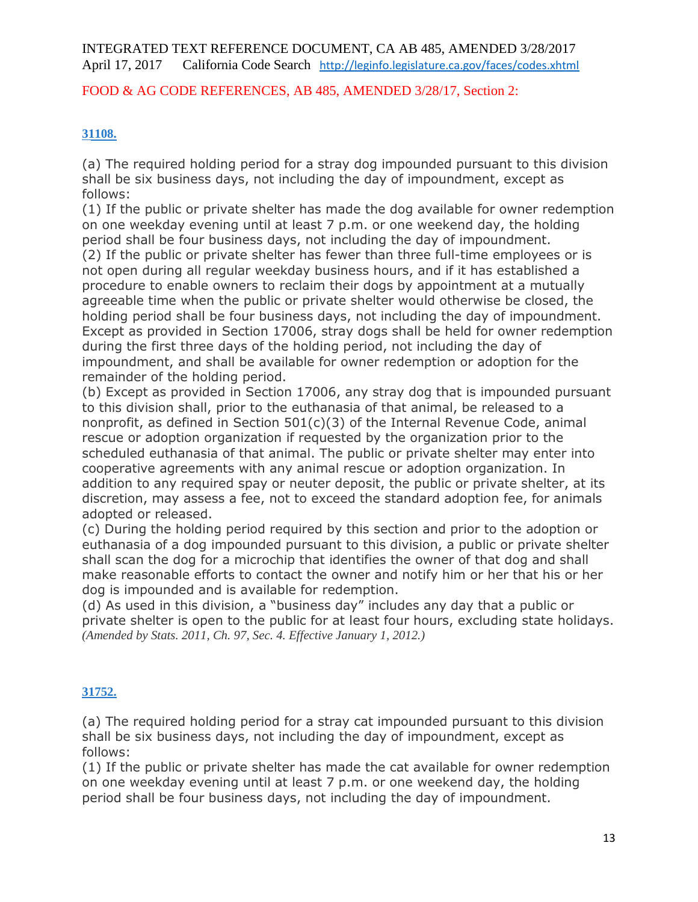INTEGRATED TEXT REFERENCE DOCUMENT, CA AB 485, AMENDED 3/28/2017
April 17, 2017 California Code Search http://leginfo.legislature.ca.gov/faces/codes.xhtml

FOOD & AG CODE REFERENCES, AB 485, AMENDED 3/28/17, Section 2:

**31108.**

(a) The required holding period for a stray dog impounded pursuant to this division shall be six business days, not including the day of impoundment, except as follows:
(1) If the public or private shelter has made the dog available for owner redemption on one weekday evening until at least 7 p.m. or one weekend day, the holding period shall be four business days, not including the day of impoundment.
(2) If the public or private shelter has fewer than three full-time employees or is not open during all regular weekday business hours, and if it has established a procedure to enable owners to reclaim their dogs by appointment at a mutually agreeable time when the public or private shelter would otherwise be closed, the holding period shall be four business days, not including the day of impoundment. Except as provided in Section 17006, stray dogs shall be held for owner redemption during the first three days of the holding period, not including the day of impoundment, and shall be available for owner redemption or adoption for the remainder of the holding period.
(b) Except as provided in Section 17006, any stray dog that is impounded pursuant to this division shall, prior to the euthanasia of that animal, be released to a nonprofit, as defined in Section 501(c)(3) of the Internal Revenue Code, animal rescue or adoption organization if requested by the organization prior to the scheduled euthanasia of that animal. The public or private shelter may enter into cooperative agreements with any animal rescue or adoption organization. In addition to any required spay or neuter deposit, the public or private shelter, at its discretion, may assess a fee, not to exceed the standard adoption fee, for animals adopted or released.
(c) During the holding period required by this section and prior to the adoption or euthanasia of a dog impounded pursuant to this division, a public or private shelter shall scan the dog for a microchip that identifies the owner of that dog and shall make reasonable efforts to contact the owner and notify him or her that his or her dog is impounded and is available for redemption.
(d) As used in this division, a "business day" includes any day that a public or private shelter is open to the public for at least four hours, excluding state holidays.
*(Amended by Stats. 2011, Ch. 97, Sec. 4. Effective January 1, 2012.)*

**31752.**

(a) The required holding period for a stray cat impounded pursuant to this division shall be six business days, not including the day of impoundment, except as follows:
(1) If the public or private shelter has made the cat available for owner redemption on one weekday evening until at least 7 p.m. or one weekend day, the holding period shall be four business days, not including the day of impoundment.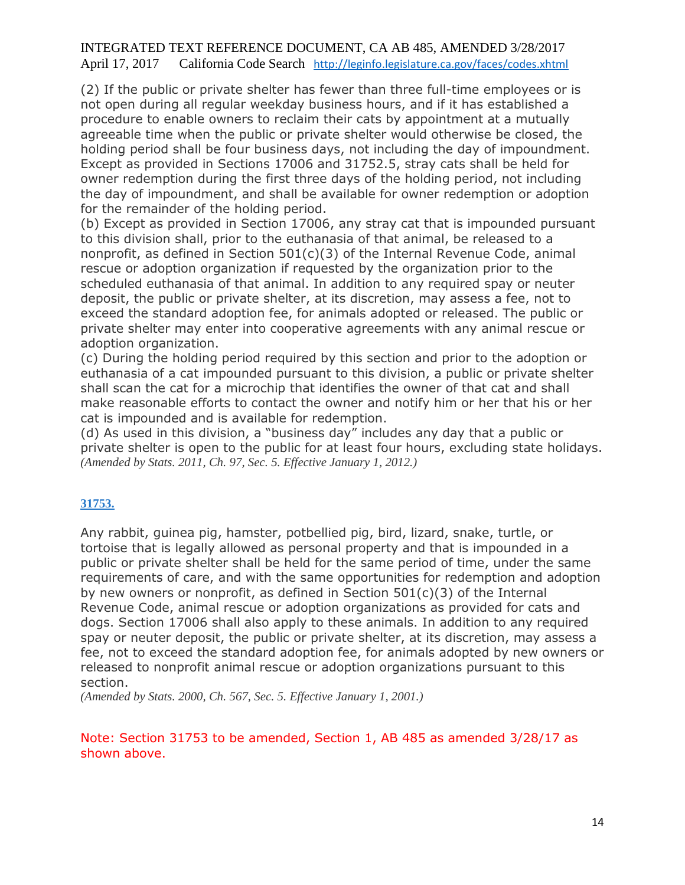(2) If the public or private shelter has fewer than three full-time employees or is not open during all regular weekday business hours, and if it has established a procedure to enable owners to reclaim their cats by appointment at a mutually agreeable time when the public or private shelter would otherwise be closed, the holding period shall be four business days, not including the day of impoundment. Except as provided in Sections 17006 and 31752.5, stray cats shall be held for owner redemption during the first three days of the holding period, not including the day of impoundment, and shall be available for owner redemption or adoption for the remainder of the holding period.

(b) Except as provided in Section 17006, any stray cat that is impounded pursuant to this division shall, prior to the euthanasia of that animal, be released to a nonprofit, as defined in Section 501(c)(3) of the Internal Revenue Code, animal rescue or adoption organization if requested by the organization prior to the scheduled euthanasia of that animal. In addition to any required spay or neuter deposit, the public or private shelter, at its discretion, may assess a fee, not to exceed the standard adoption fee, for animals adopted or released. The public or private shelter may enter into cooperative agreements with any animal rescue or adoption organization.

(c) During the holding period required by this section and prior to the adoption or euthanasia of a cat impounded pursuant to this division, a public or private shelter shall scan the cat for a microchip that identifies the owner of that cat and shall make reasonable efforts to contact the owner and notify him or her that his or her cat is impounded and is available for redemption.

(d) As used in this division, a "business day" includes any day that a public or private shelter is open to the public for at least four hours, excluding state holidays.

*(Amended by Stats. 2011, Ch. 97, Sec. 5. Effective January 1, 2012.)*

**31753.**

Any rabbit, guinea pig, hamster, potbellied pig, bird, lizard, snake, turtle, or tortoise that is legally allowed as personal property and that is impounded in a public or private shelter shall be held for the same period of time, under the same requirements of care, and with the same opportunities for redemption and adoption by new owners or nonprofit, as defined in Section 501(c)(3) of the Internal Revenue Code, animal rescue or adoption organizations as provided for cats and dogs. Section 17006 shall also apply to these animals. In addition to any required spay or neuter deposit, the public or private shelter, at its discretion, may assess a fee, not to exceed the standard adoption fee, for animals adopted by new owners or released to nonprofit animal rescue or adoption organizations pursuant to this section.

*(Amended by Stats. 2000, Ch. 567, Sec. 5. Effective January 1, 2001.)*

Note: Section 31753 to be amended, Section 1, AB 485 as amended 3/28/17 as shown above.